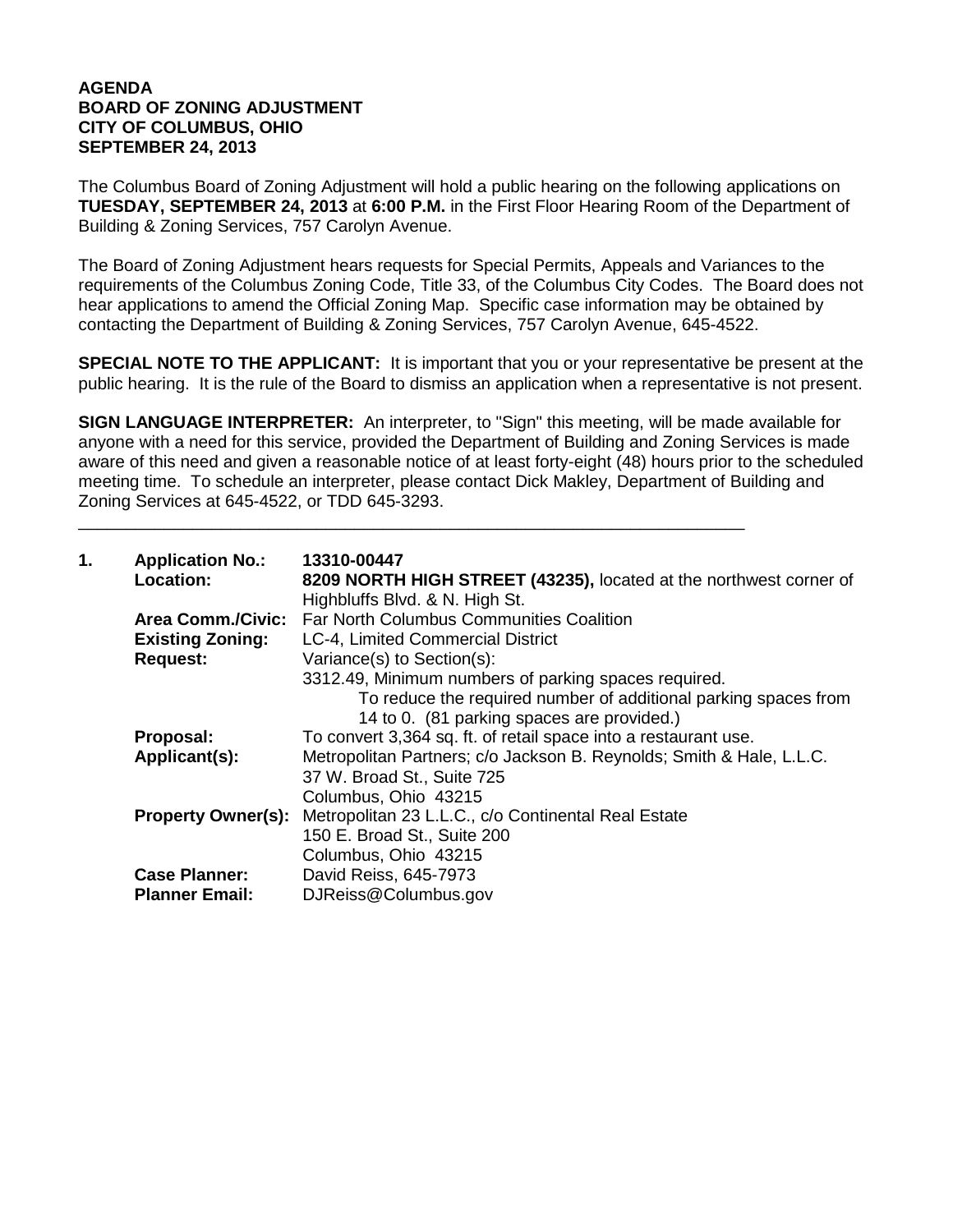**AGENDA**
**BOARD OF ZONING ADJUSTMENT**
**CITY OF COLUMBUS, OHIO**
**SEPTEMBER 24, 2013**

The Columbus Board of Zoning Adjustment will hold a public hearing on the following applications on **TUESDAY, SEPTEMBER 24, 2013** at **6:00 P.M.** in the First Floor Hearing Room of the Department of Building & Zoning Services, 757 Carolyn Avenue.

The Board of Zoning Adjustment hears requests for Special Permits, Appeals and Variances to the requirements of the Columbus Zoning Code, Title 33, of the Columbus City Codes. The Board does not hear applications to amend the Official Zoning Map. Specific case information may be obtained by contacting the Department of Building & Zoning Services, 757 Carolyn Avenue, 645-4522.

**SPECIAL NOTE TO THE APPLICANT:** It is important that you or your representative be present at the public hearing. It is the rule of the Board to dismiss an application when a representative is not present.

**SIGN LANGUAGE INTERPRETER:** An interpreter, to "Sign" this meeting, will be made available for anyone with a need for this service, provided the Department of Building and Zoning Services is made aware of this need and given a reasonable notice of at least forty-eight (48) hours prior to the scheduled meeting time. To schedule an interpreter, please contact Dick Makley, Department of Building and Zoning Services at 645-4522, or TDD 645-3293.

---

**1. Application No.:** **13310-00447**

**Location:** **8209 NORTH HIGH STREET (43235),** located at the northwest corner of Highbluffs Blvd. & N. High St.

**Area Comm./Civic:** Far North Columbus Communities Coalition

**Existing Zoning:** LC-4, Limited Commercial District

**Request:** Variance(s) to Section(s):
3312.49, Minimum numbers of parking spaces required.
To reduce the required number of additional parking spaces from 14 to 0. (81 parking spaces are provided.)

**Proposal:** To convert 3,364 sq. ft. of retail space into a restaurant use.

**Applicant(s):** Metropolitan Partners; c/o Jackson B. Reynolds; Smith & Hale, L.L.C.
37 W. Broad St., Suite 725
Columbus, Ohio 43215

**Property Owner(s):** Metropolitan 23 L.L.C., c/o Continental Real Estate
150 E. Broad St., Suite 200
Columbus, Ohio 43215

**Case Planner:** David Reiss, 645-7973

**Planner Email:** DJReiss@Columbus.gov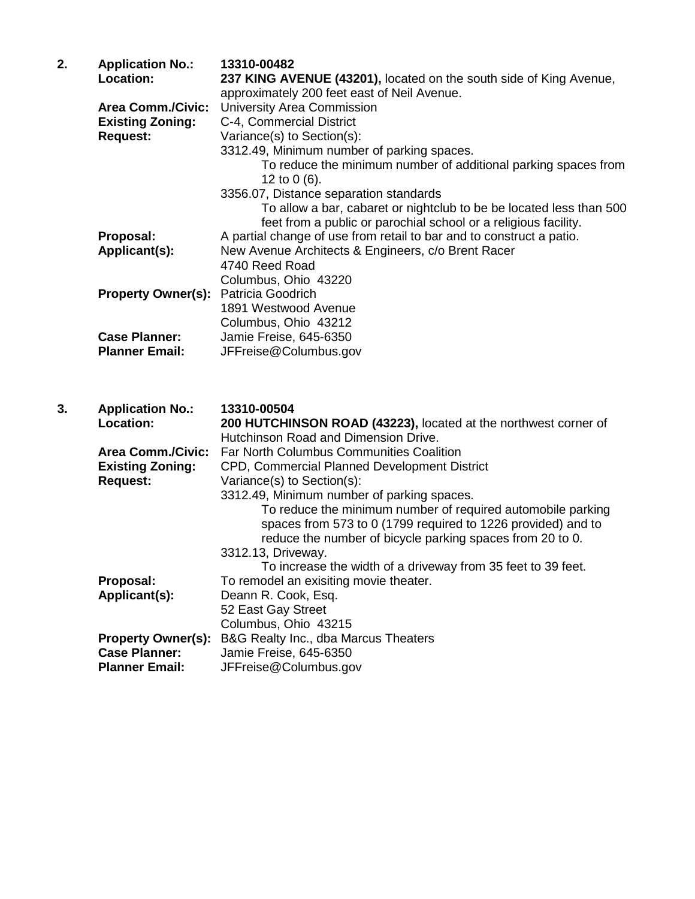2. **Application No.:** **13310-00482**

**Location:** **237 KING AVENUE (43201),** located on the south side of King Avenue, approximately 200 feet east of Neil Avenue.

**Area Comm./Civic:** University Area Commission

**Existing Zoning:** C-4, Commercial District

**Request:** Variance(s) to Section(s):

3312.49, Minimum number of parking spaces.

To reduce the minimum number of additional parking spaces from 12 to 0 (6).

3356.07, Distance separation standards

To allow a bar, cabaret or nightclub to be be located less than 500 feet from a public or parochial school or a religious facility.

**Proposal:** A partial change of use from retail to bar and to construct a patio.

**Applicant(s):** New Avenue Architects & Engineers, c/o Brent Racer
4740 Reed Road
Columbus, Ohio 43220

**Property Owner(s):** Patricia Goodrich
1891 Westwood Avenue
Columbus, Ohio 43212

**Case Planner:** Jamie Freise, 645-6350

**Planner Email:** JFFreise@Columbus.gov

3. **Application No.:** **13310-00504**

**Location:** **200 HUTCHINSON ROAD (43223),** located at the northwest corner of Hutchinson Road and Dimension Drive.

**Area Comm./Civic:** Far North Columbus Communities Coalition

**Existing Zoning:** CPD, Commercial Planned Development District

**Request:** Variance(s) to Section(s):

3312.49, Minimum number of parking spaces.

To reduce the minimum number of required automobile parking spaces from 573 to 0 (1799 required to 1226 provided) and to reduce the number of bicycle parking spaces from 20 to 0.

3312.13, Driveway.

To increase the width of a driveway from 35 feet to 39 feet.

**Proposal:** To remodel an exisiting movie theater.

**Applicant(s):** Deann R. Cook, Esq.
52 East Gay Street
Columbus, Ohio 43215

**Property Owner(s):** B&G Realty Inc., dba Marcus Theaters

**Case Planner:** Jamie Freise, 645-6350

**Planner Email:** JFFreise@Columbus.gov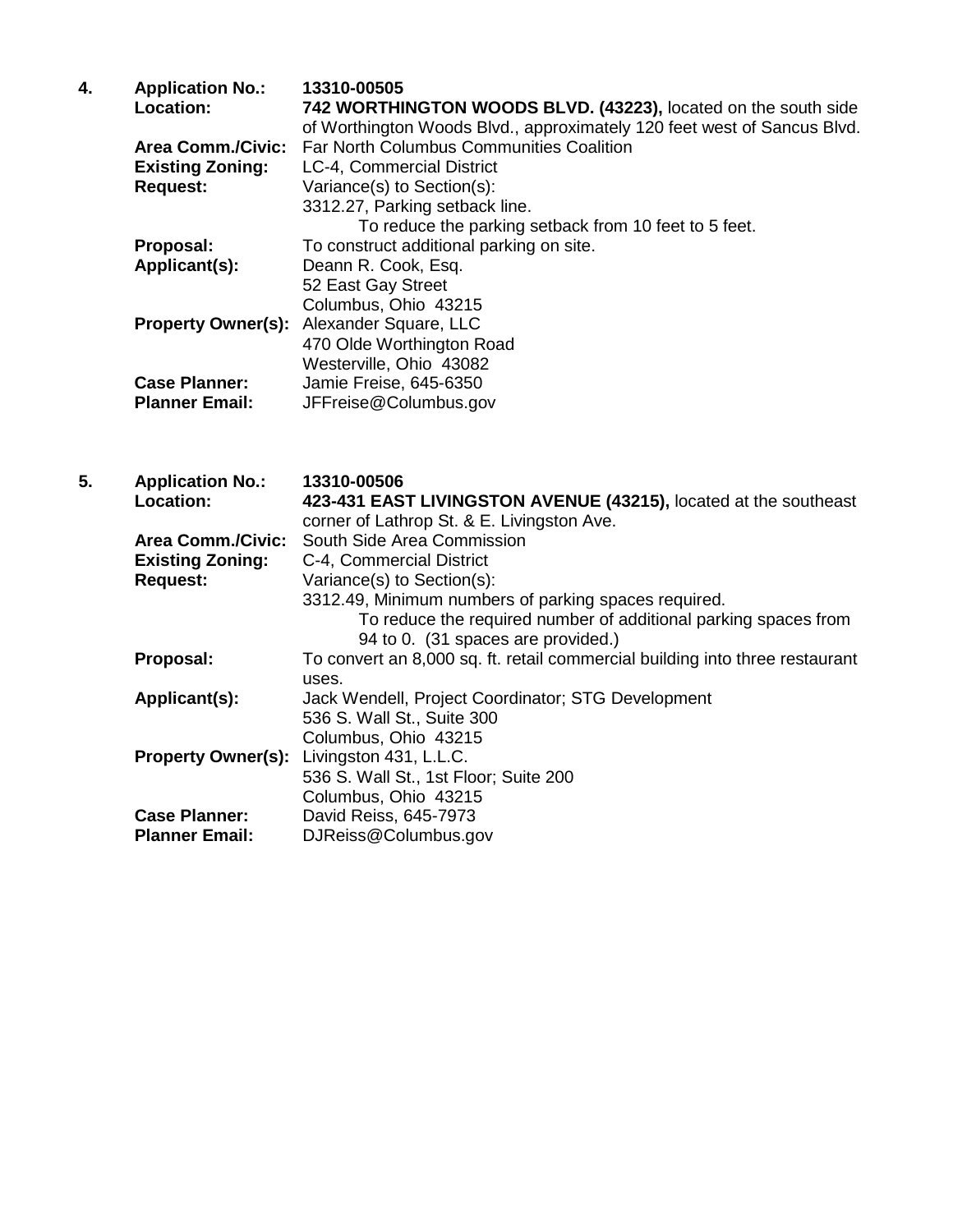**4.** **Application No.:** **13310-00505**

**Location:** **742 WORTHINGTON WOODS BLVD. (43223),** located on the south side of Worthington Woods Blvd., approximately 120 feet west of Sancus Blvd.

**Area Comm./Civic:** Far North Columbus Communities Coalition

**Existing Zoning:** LC-4, Commercial District

**Request:** Variance(s) to Section(s):
3312.27, Parking setback line.
To reduce the parking setback from 10 feet to 5 feet.

**Proposal:** To construct additional parking on site.

**Applicant(s):** Deann R. Cook, Esq.
52 East Gay Street
Columbus, Ohio 43215

**Property Owner(s):** Alexander Square, LLC
470 Olde Worthington Road
Westerville, Ohio 43082

**Case Planner:** Jamie Freise, 645-6350

**Planner Email:** JFFreise@Columbus.gov

**5.** **Application No.:** **13310-00506**

**Location:** **423-431 EAST LIVINGSTON AVENUE (43215),** located at the southeast corner of Lathrop St. & E. Livingston Ave.

**Area Comm./Civic:** South Side Area Commission

**Existing Zoning:** C-4, Commercial District

**Request:** Variance(s) to Section(s):
3312.49, Minimum numbers of parking spaces required.
To reduce the required number of additional parking spaces from 94 to 0. (31 spaces are provided.)

**Proposal:** To convert an 8,000 sq. ft. retail commercial building into three restaurant uses.

**Applicant(s):** Jack Wendell, Project Coordinator; STG Development
536 S. Wall St., Suite 300
Columbus, Ohio 43215

**Property Owner(s):** Livingston 431, L.L.C.
536 S. Wall St., 1st Floor; Suite 200
Columbus, Ohio 43215

**Case Planner:** David Reiss, 645-7973

**Planner Email:** DJReiss@Columbus.gov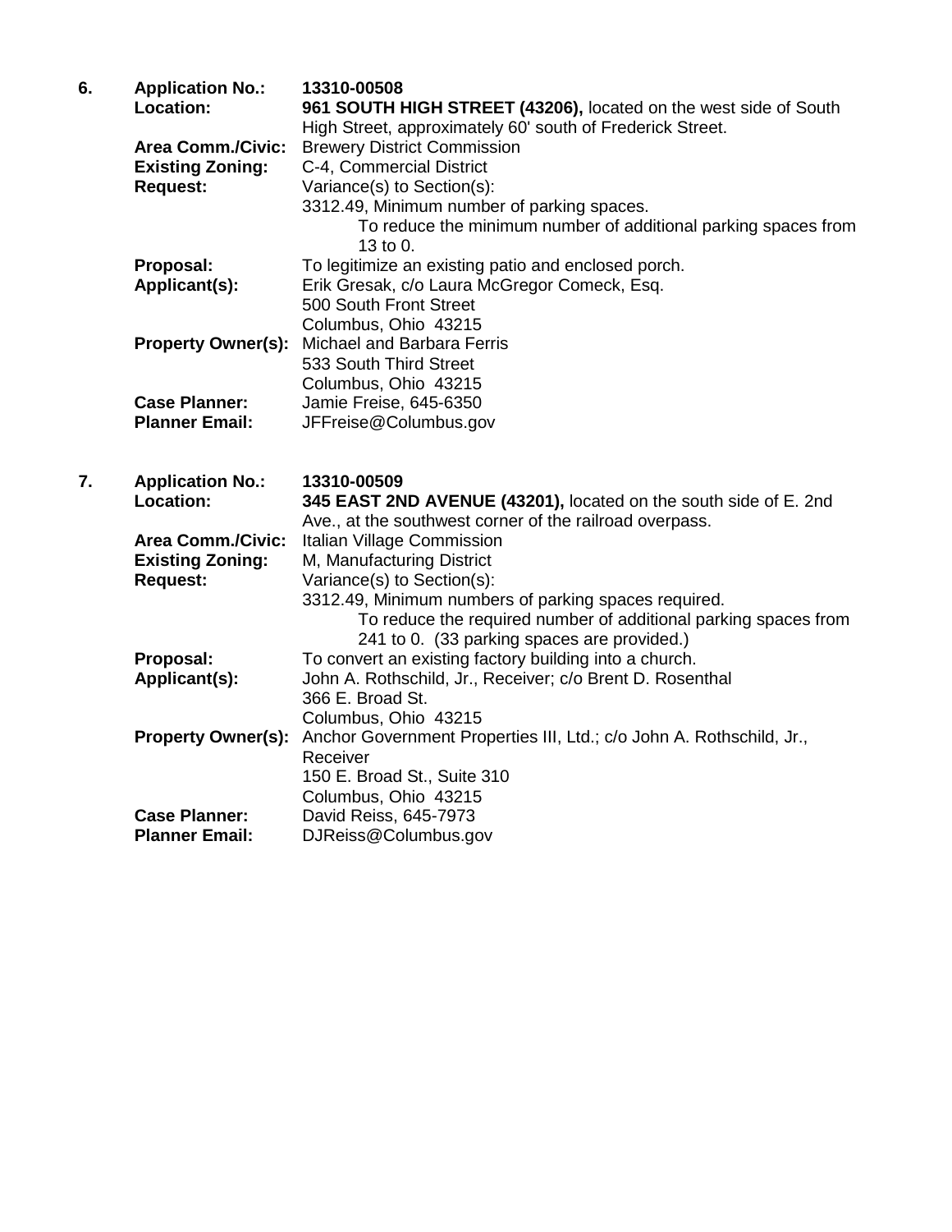**6.**

| | |
|---|---|
| **Application No.:** | **13310-00508** |
| **Location:** | **961 SOUTH HIGH STREET (43206),** located on the west side of South High Street, approximately 60' south of Frederick Street. |
| **Area Comm./Civic:** | Brewery District Commission |
| **Existing Zoning:** | C-4, Commercial District |
| **Request:** | Variance(s) to Section(s):<br>3312.49, Minimum number of parking spaces.<br>To reduce the minimum number of additional parking spaces from 13 to 0. |
| **Proposal:** | To legitimize an existing patio and enclosed porch. |
| **Applicant(s):** | Erik Gresak, c/o Laura McGregor Comeck, Esq.<br>500 South Front Street<br>Columbus, Ohio 43215 |
| **Property Owner(s):** | Michael and Barbara Ferris<br>533 South Third Street<br>Columbus, Ohio 43215 |
| **Case Planner:** | Jamie Freise, 645-6350 |
| **Planner Email:** | JFFreise@Columbus.gov |

**7.**

| | |
|---|---|
| **Application No.:** | **13310-00509** |
| **Location:** | **345 EAST 2ND AVENUE (43201),** located on the south side of E. 2nd Ave., at the southwest corner of the railroad overpass. |
| **Area Comm./Civic:** | Italian Village Commission |
| **Existing Zoning:** | M, Manufacturing District |
| **Request:** | Variance(s) to Section(s):<br>3312.49, Minimum numbers of parking spaces required.<br>To reduce the required number of additional parking spaces from 241 to 0. (33 parking spaces are provided.) |
| **Proposal:** | To convert an existing factory building into a church. |
| **Applicant(s):** | John A. Rothschild, Jr., Receiver; c/o Brent D. Rosenthal<br>366 E. Broad St.<br>Columbus, Ohio 43215 |
| **Property Owner(s):** | Anchor Government Properties III, Ltd.; c/o John A. Rothschild, Jr., Receiver<br>150 E. Broad St., Suite 310<br>Columbus, Ohio 43215 |
| **Case Planner:** | David Reiss, 645-7973 |
| **Planner Email:** | DJReiss@Columbus.gov |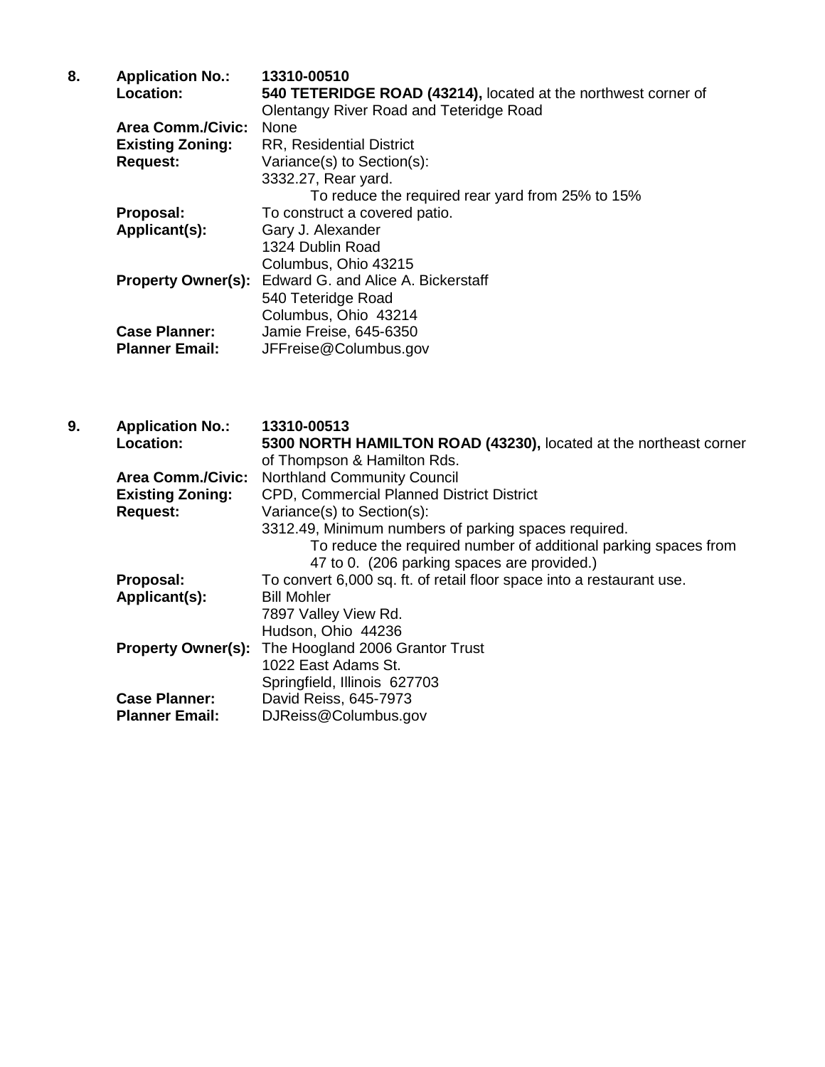**8. Application No.:** **13310-00510**

**Location:** **540 TETERIDGE ROAD (43214),** located at the northwest corner of Olentangy River Road and Teteridge Road

**Area Comm./Civic:** None

**Existing Zoning:** RR, Residential District

**Request:** Variance(s) to Section(s):
3332.27, Rear yard.
To reduce the required rear yard from 25% to 15%

**Proposal:** To construct a covered patio.

**Applicant(s):** Gary J. Alexander
1324 Dublin Road
Columbus, Ohio 43215

**Property Owner(s):** Edward G. and Alice A. Bickerstaff
540 Teteridge Road
Columbus, Ohio 43214

**Case Planner:** Jamie Freise, 645-6350

**Planner Email:** JFFreise@Columbus.gov

**9. Application No.:** **13310-00513**

**Location:** **5300 NORTH HAMILTON ROAD (43230),** located at the northeast corner of Thompson & Hamilton Rds.

**Area Comm./Civic:** Northland Community Council

**Existing Zoning:** CPD, Commercial Planned District District

**Request:** Variance(s) to Section(s):
3312.49, Minimum numbers of parking spaces required.
To reduce the required number of additional parking spaces from 47 to 0. (206 parking spaces are provided.)

**Proposal:** To convert 6,000 sq. ft. of retail floor space into a restaurant use.

**Applicant(s):** Bill Mohler
7897 Valley View Rd.
Hudson, Ohio 44236

**Property Owner(s):** The Hoogland 2006 Grantor Trust
1022 East Adams St.
Springfield, Illinois 627703

**Case Planner:** David Reiss, 645-7973

**Planner Email:** DJReiss@Columbus.gov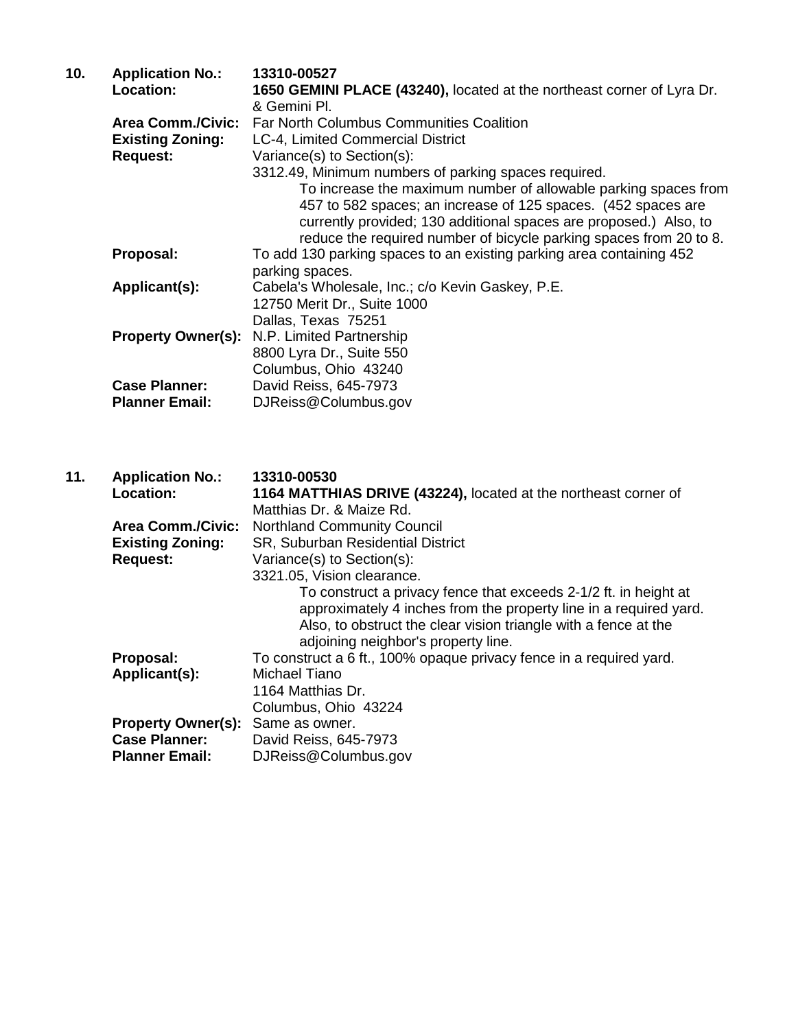**10. Application No.:** **13310-00527**

**Location:** **1650 GEMINI PLACE (43240),** located at the northeast corner of Lyra Dr. & Gemini Pl.

**Area Comm./Civic:** Far North Columbus Communities Coalition

**Existing Zoning:** LC-4, Limited Commercial District

**Request:** Variance(s) to Section(s):

3312.49, Minimum numbers of parking spaces required.

To increase the maximum number of allowable parking spaces from 457 to 582 spaces; an increase of 125 spaces. (452 spaces are currently provided; 130 additional spaces are proposed.) Also, to reduce the required number of bicycle parking spaces from 20 to 8.

**Proposal:** To add 130 parking spaces to an existing parking area containing 452 parking spaces.

**Applicant(s):** Cabela's Wholesale, Inc.; c/o Kevin Gaskey, P.E.
12750 Merit Dr., Suite 1000
Dallas, Texas 75251

**Property Owner(s):** N.P. Limited Partnership
8800 Lyra Dr., Suite 550
Columbus, Ohio 43240

**Case Planner:** David Reiss, 645-7973

**Planner Email:** DJReiss@Columbus.gov

**11. Application No.:** **13310-00530**

**Location:** **1164 MATTHIAS DRIVE (43224),** located at the northeast corner of Matthias Dr. & Maize Rd.

**Area Comm./Civic:** Northland Community Council

**Existing Zoning:** SR, Suburban Residential District

**Request:** Variance(s) to Section(s):

3321.05, Vision clearance.

To construct a privacy fence that exceeds 2-1/2 ft. in height at approximately 4 inches from the property line in a required yard. Also, to obstruct the clear vision triangle with a fence at the adjoining neighbor's property line.

**Proposal:** To construct a 6 ft., 100% opaque privacy fence in a required yard.

**Applicant(s):** Michael Tiano
1164 Matthias Dr.
Columbus, Ohio 43224

**Property Owner(s):** Same as owner.

**Case Planner:** David Reiss, 645-7973

**Planner Email:** DJReiss@Columbus.gov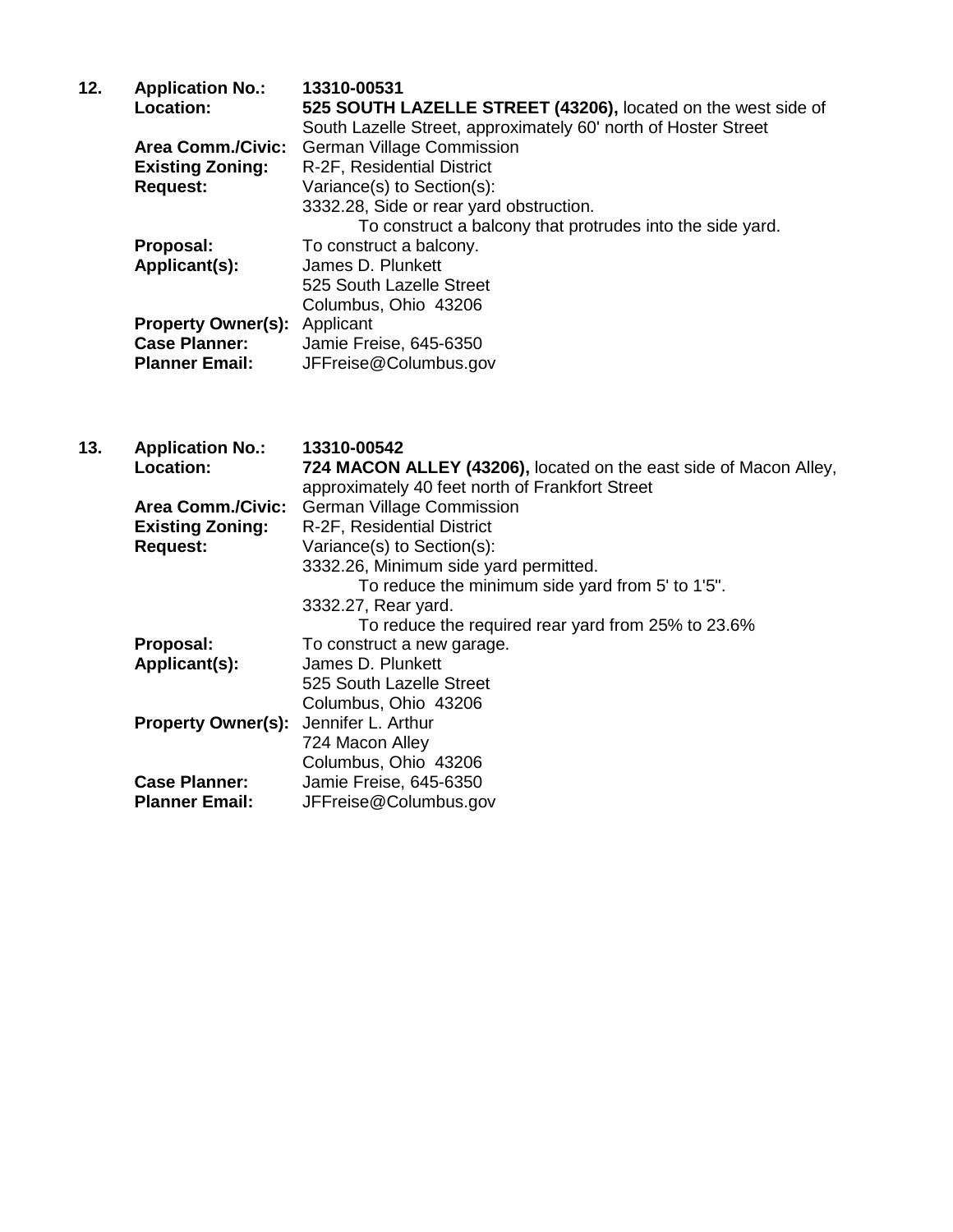**12. Application No.:** **13310-00531**

**Location:** **525 SOUTH LAZELLE STREET (43206),** located on the west side of South Lazelle Street, approximately 60' north of Hoster Street

**Area Comm./Civic:** German Village Commission

**Existing Zoning:** R-2F, Residential District

**Request:** Variance(s) to Section(s):

3332.28, Side or rear yard obstruction.

To construct a balcony that protrudes into the side yard.

**Proposal:** To construct a balcony.

**Applicant(s):** James D. Plunkett
525 South Lazelle Street
Columbus, Ohio 43206

**Property Owner(s):** Applicant

**Case Planner:** Jamie Freise, 645-6350

**Planner Email:** JFFreise@Columbus.gov

**13. Application No.:** **13310-00542**

**Location:** **724 MACON ALLEY (43206),** located on the east side of Macon Alley, approximately 40 feet north of Frankfort Street

**Area Comm./Civic:** German Village Commission

**Existing Zoning:** R-2F, Residential District

**Request:** Variance(s) to Section(s):

3332.26, Minimum side yard permitted.

To reduce the minimum side yard from 5' to 1'5".

3332.27, Rear yard.

To reduce the required rear yard from 25% to 23.6%

**Proposal:** To construct a new garage.

**Applicant(s):** James D. Plunkett
525 South Lazelle Street
Columbus, Ohio 43206

**Property Owner(s):** Jennifer L. Arthur
724 Macon Alley
Columbus, Ohio 43206

**Case Planner:** Jamie Freise, 645-6350

**Planner Email:** JFFreise@Columbus.gov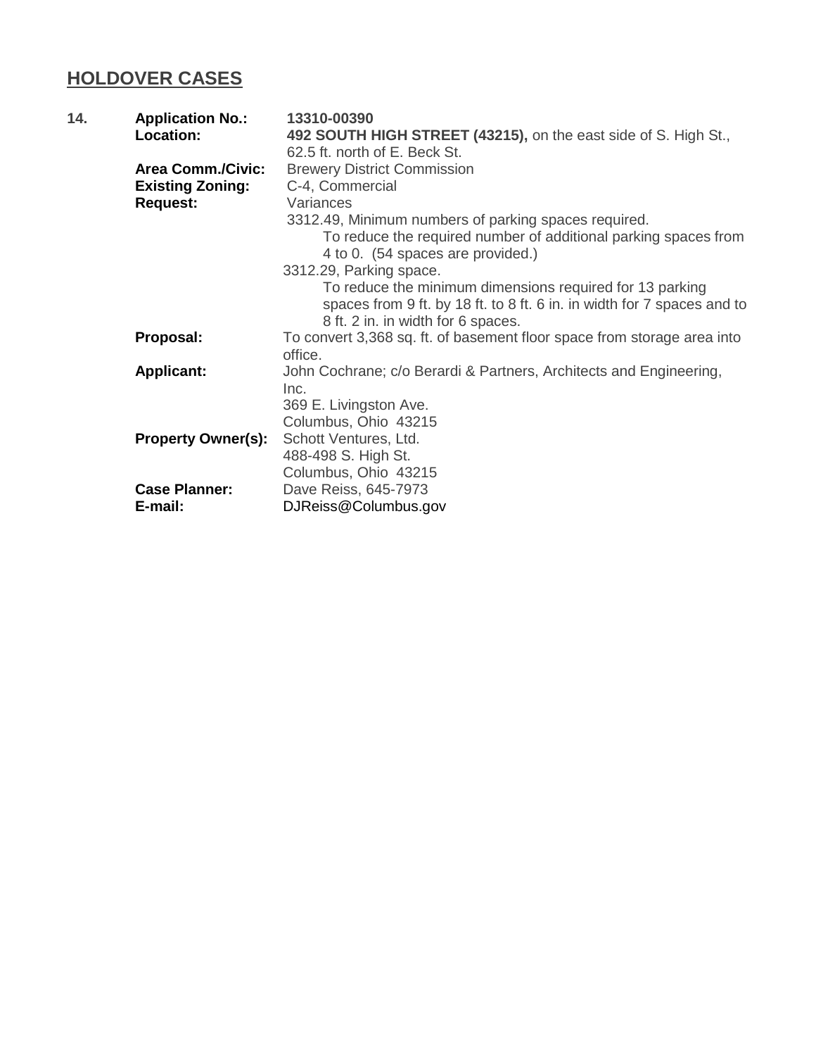## HOLDOVER CASES

**14.** **Application No.:** **13310-00390**

**Location:** **492 SOUTH HIGH STREET (43215),** on the east side of S. High St., 62.5 ft. north of E. Beck St.

**Area Comm./Civic:** Brewery District Commission

**Existing Zoning:** C-4, Commercial

**Request:** Variances

3312.49, Minimum numbers of parking spaces required.
To reduce the required number of additional parking spaces from 4 to 0. (54 spaces are provided.)

3312.29, Parking space.
To reduce the minimum dimensions required for 13 parking spaces from 9 ft. by 18 ft. to 8 ft. 6 in. in width for 7 spaces and to 8 ft. 2 in. in width for 6 spaces.

**Proposal:** To convert 3,368 sq. ft. of basement floor space from storage area into office.

**Applicant:** John Cochrane; c/o Berardi & Partners, Architects and Engineering, Inc.
369 E. Livingston Ave.
Columbus, Ohio 43215

**Property Owner(s):** Schott Ventures, Ltd.
488-498 S. High St.
Columbus, Ohio 43215

**Case Planner:** Dave Reiss, 645-7973

**E-mail:** DJReiss@Columbus.gov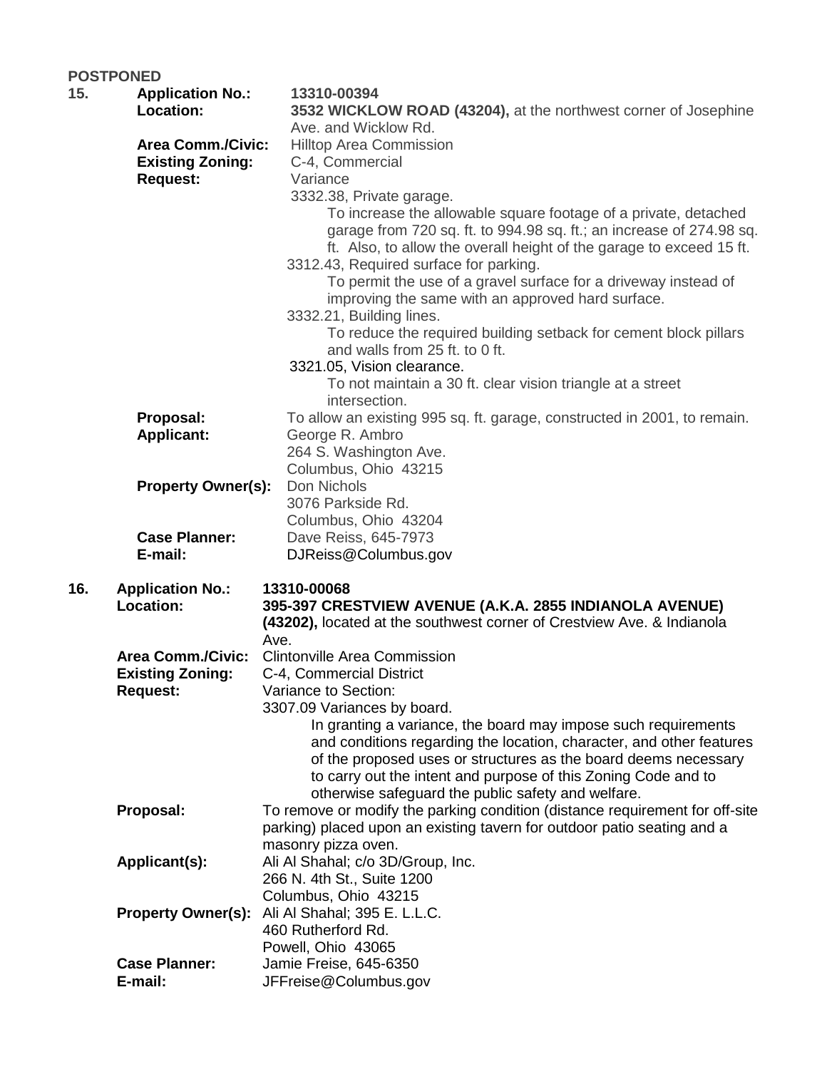**POSTPONED**

**15. Application No.:** **13310-00394**

**Location:** **3532 WICKLOW ROAD (43204),** at the northwest corner of Josephine Ave. and Wicklow Rd.

**Area Comm./Civic:** Hilltop Area Commission

**Existing Zoning:** C-4, Commercial

**Request:** Variance

3332.38, Private garage.

To increase the allowable square footage of a private, detached garage from 720 sq. ft. to 994.98 sq. ft.; an increase of 274.98 sq. ft. Also, to allow the overall height of the garage to exceed 15 ft.

3312.43, Required surface for parking.

To permit the use of a gravel surface for a driveway instead of improving the same with an approved hard surface.

3332.21, Building lines.

To reduce the required building setback for cement block pillars and walls from 25 ft. to 0 ft.

3321.05, Vision clearance.

To not maintain a 30 ft. clear vision triangle at a street intersection.

**Proposal:** To allow an existing 995 sq. ft. garage, constructed in 2001, to remain.

**Applicant:** George R. Ambro
264 S. Washington Ave.
Columbus, Ohio 43215

**Property Owner(s):** Don Nichols
3076 Parkside Rd.
Columbus, Ohio 43204

**Case Planner:** Dave Reiss, 645-7973

**E-mail:** DJReiss@Columbus.gov

**16. Application No.:** **13310-00068**

**Location:** **395-397 CRESTVIEW AVENUE (A.K.A. 2855 INDIANOLA AVENUE) (43202),** located at the southwest corner of Crestview Ave. & Indianola Ave.

**Area Comm./Civic:** Clintonville Area Commission

**Existing Zoning:** C-4, Commercial District

**Request:** Variance to Section:

3307.09 Variances by board.

In granting a variance, the board may impose such requirements and conditions regarding the location, character, and other features of the proposed uses or structures as the board deems necessary to carry out the intent and purpose of this Zoning Code and to otherwise safeguard the public safety and welfare.

**Proposal:** To remove or modify the parking condition (distance requirement for off-site parking) placed upon an existing tavern for outdoor patio seating and a masonry pizza oven.

**Applicant(s):** Ali Al Shahal; c/o 3D/Group, Inc.
266 N. 4th St., Suite 1200
Columbus, Ohio 43215

**Property Owner(s):** Ali Al Shahal; 395 E. L.L.C.
460 Rutherford Rd.
Powell, Ohio 43065

**Case Planner:** Jamie Freise, 645-6350

**E-mail:** JFFreise@Columbus.gov